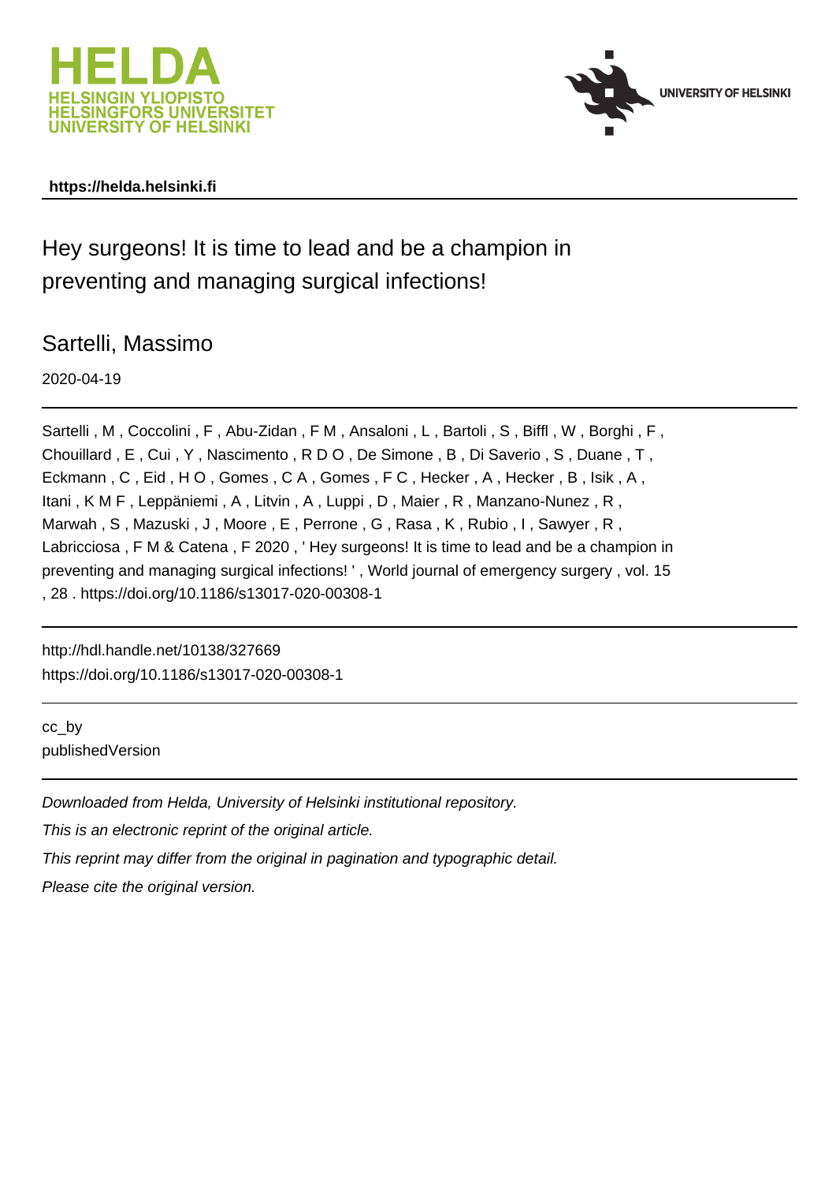https://helda.helsinki.fi

# Hey surgeons! It is time to lead and be a champion in preventing and managing surgical infections!

## Sartelli, Massimo

2020-04-19

Sartelli , M , Coccolini , F , Abu-Zidan , F M , Ansaloni , L , Bartoli , S , Biffl , W , Borghi , F , Chouillard , E , Cui , Y , Nascimento , R D O , De Simone , B , Di Saverio , S , Duane , T , Eckmann , C , Eid , H O , Gomes , C A , Gomes , F C , Hecker , A , Hecker , B , Isik , A , Itani , K M F , Leppäniemi , A , Litvin , A , Luppi , D , Maier , R , Manzano-Nunez , R , Marwah , S , Mazuski , J , Moore , E , Perrone , G , Rasa , K , Rubio , I , Sawyer , R , Labricciosa , F M & Catena , F 2020 , ' Hey surgeons! It is time to lead and be a champion in preventing and managing surgical infections! ' , World journal of emergency surgery , vol. 15 , 28 . https://doi.org/10.1186/s13017-020-00308-1

http://hdl.handle.net/10138/327669
https://doi.org/10.1186/s13017-020-00308-1

cc_by
publishedVersion

*Downloaded from Helda, University of Helsinki institutional repository.*

*This is an electronic reprint of the original article.*

*This reprint may differ from the original in pagination and typographic detail.*

*Please cite the original version.*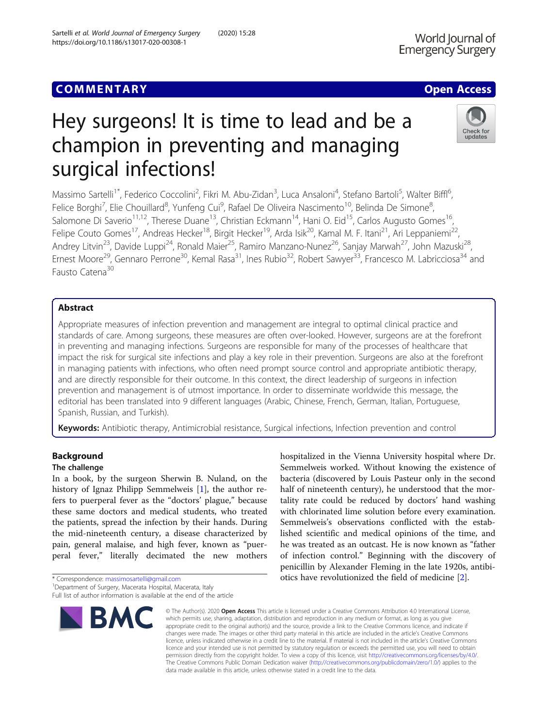# Hey surgeons! It is time to lead and be a champion in preventing and managing surgical infections!

Massimo Sartelli[1*], Federico Coccolini[2], Fikri M. Abu-Zidan[3], Luca Ansaloni[4], Stefano Bartoli[5], Walter Biffl[6], Felice Borghi[7], Elie Chouillard[8], Yunfeng Cui[9], Rafael De Oliveira Nascimento[10], Belinda De Simone[8], Salomone Di Saverio[11,12], Therese Duane[13], Christian Eckmann[14], Hani O. Eid[15], Carlos Augusto Gomes[16], Felipe Couto Gomes[17], Andreas Hecker[18], Birgit Hecker[19], Arda Isik[20], Kamal M. F. Itani[21], Ari Leppaniemi[22], Andrey Litvin[23], Davide Luppi[24], Ronald Maier[25], Ramiro Manzano-Nunez[26], Sanjay Marwah[27], John Mazuski[28], Ernest Moore[29], Gennaro Perrone[30], Kemal Rasa[31], Ines Rubio[32], Robert Sawyer[33], Francesco M. Labricciosa[34] and Fausto Catena[30]

## Abstract

Appropriate measures of infection prevention and management are integral to optimal clinical practice and standards of care. Among surgeons, these measures are often over-looked. However, surgeons are at the forefront in preventing and managing infections. Surgeons are responsible for many of the processes of healthcare that impact the risk for surgical site infections and play a key role in their prevention. Surgeons are also at the forefront in managing patients with infections, who often need prompt source control and appropriate antibiotic therapy, and are directly responsible for their outcome. In this context, the direct leadership of surgeons in infection prevention and management is of utmost importance. In order to disseminate worldwide this message, the editorial has been translated into 9 different languages (Arabic, Chinese, French, German, Italian, Portuguese, Spanish, Russian, and Turkish).

**Keywords:** Antibiotic therapy, Antimicrobial resistance, Surgical infections, Infection prevention and control

## Background

### The challenge

In a book, by the surgeon Sherwin B. Nuland, on the history of Ignaz Philipp Semmelweis [1], the author refers to puerperal fever as the "doctors' plague," because these same doctors and medical students, who treated the patients, spread the infection by their hands. During the mid-nineteenth century, a disease characterized by pain, general malaise, and high fever, known as "puerperal fever," literally decimated the new mothers hospitalized in the Vienna University hospital where Dr. Semmelweis worked. Without knowing the existence of bacteria (discovered by Louis Pasteur only in the second half of nineteenth century), he understood that the mortality rate could be reduced by doctors' hand washing with chlorinated lime solution before every examination. Semmelweis's observations conflicted with the established scientific and medical opinions of the time, and he was treated as an outcast. He is now known as "father of infection control." Beginning with the discovery of penicillin by Alexander Fleming in the late 1920s, antibiotics have revolutionized the field of medicine [2].

\* Correspondence: massimosartelli@gmail.com
[1]Department of Surgery, Macerata Hospital, Macerata, Italy
Full list of author information is available at the end of the article

© The Author(s). 2020 **Open Access** This article is licensed under a Creative Commons Attribution 4.0 International License, which permits use, sharing, adaptation, distribution and reproduction in any medium or format, as long as you give appropriate credit to the original author(s) and the source, provide a link to the Creative Commons licence, and indicate if changes were made. The images or other third party material in this article are included in the article's Creative Commons licence, unless indicated otherwise in a credit line to the material. If material is not included in the article's Creative Commons licence and your intended use is not permitted by statutory regulation or exceeds the permitted use, you will need to obtain permission directly from the copyright holder. To view a copy of this licence, visit http://creativecommons.org/licenses/by/4.0/. The Creative Commons Public Domain Dedication waiver (http://creativecommons.org/publicdomain/zero/1.0/) applies to the data made available in this article, unless otherwise stated in a credit line to the data.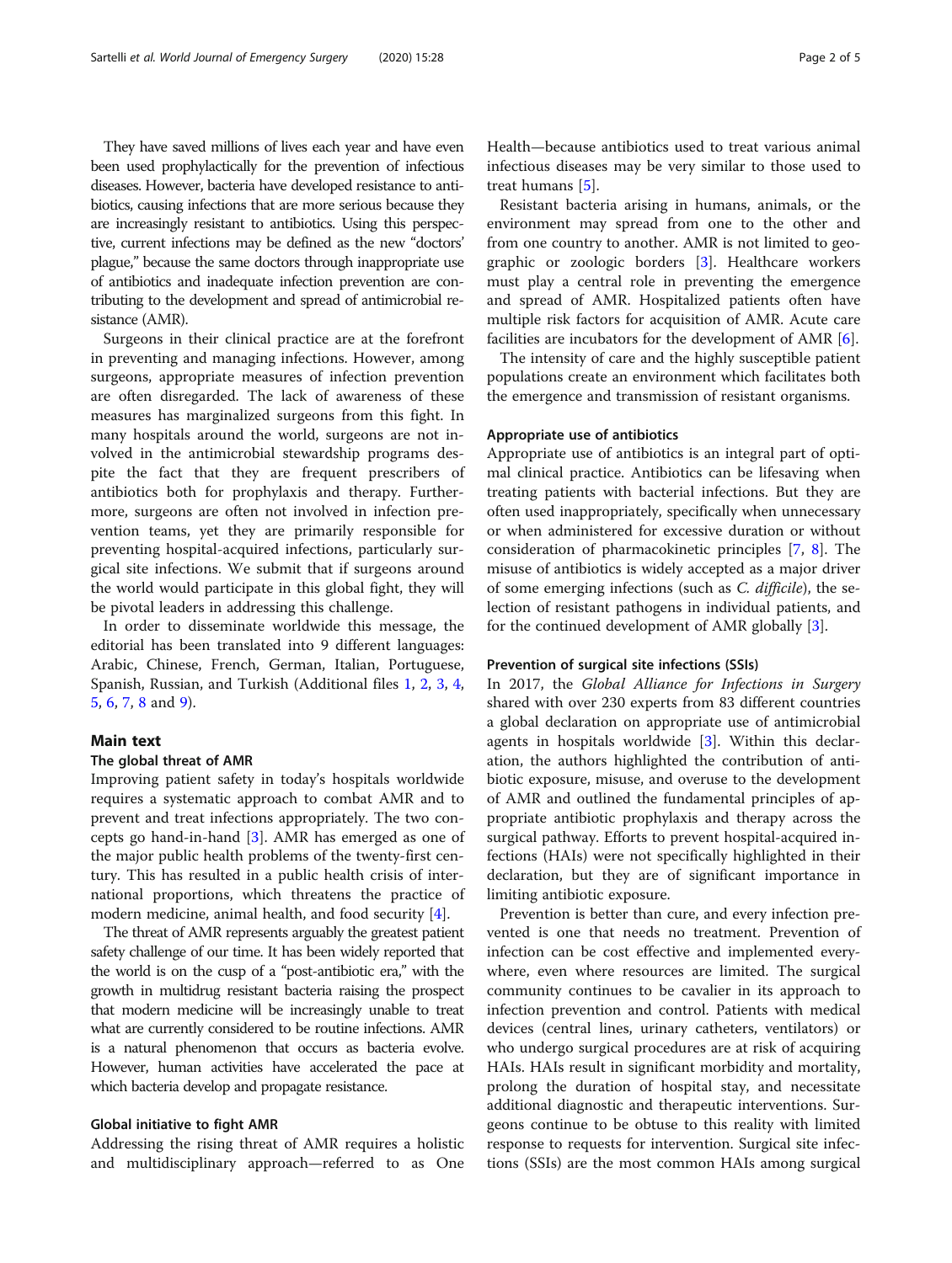They have saved millions of lives each year and have even been used prophylactically for the prevention of infectious diseases. However, bacteria have developed resistance to antibiotics, causing infections that are more serious because they are increasingly resistant to antibiotics. Using this perspective, current infections may be defined as the new "doctors' plague," because the same doctors through inappropriate use of antibiotics and inadequate infection prevention are contributing to the development and spread of antimicrobial resistance (AMR).

Surgeons in their clinical practice are at the forefront in preventing and managing infections. However, among surgeons, appropriate measures of infection prevention are often disregarded. The lack of awareness of these measures has marginalized surgeons from this fight. In many hospitals around the world, surgeons are not involved in the antimicrobial stewardship programs despite the fact that they are frequent prescribers of antibiotics both for prophylaxis and therapy. Furthermore, surgeons are often not involved in infection prevention teams, yet they are primarily responsible for preventing hospital-acquired infections, particularly surgical site infections. We submit that if surgeons around the world would participate in this global fight, they will be pivotal leaders in addressing this challenge.

In order to disseminate worldwide this message, the editorial has been translated into 9 different languages: Arabic, Chinese, French, German, Italian, Portuguese, Spanish, Russian, and Turkish (Additional files 1, 2, 3, 4, 5, 6, 7, 8 and 9).

## Main text

### The global threat of AMR

Improving patient safety in today's hospitals worldwide requires a systematic approach to combat AMR and to prevent and treat infections appropriately. The two concepts go hand-in-hand [3]. AMR has emerged as one of the major public health problems of the twenty-first century. This has resulted in a public health crisis of international proportions, which threatens the practice of modern medicine, animal health, and food security [4].

The threat of AMR represents arguably the greatest patient safety challenge of our time. It has been widely reported that the world is on the cusp of a "post-antibiotic era," with the growth in multidrug resistant bacteria raising the prospect that modern medicine will be increasingly unable to treat what are currently considered to be routine infections. AMR is a natural phenomenon that occurs as bacteria evolve. However, human activities have accelerated the pace at which bacteria develop and propagate resistance.

### Global initiative to fight AMR

Addressing the rising threat of AMR requires a holistic and multidisciplinary approach—referred to as One Health—because antibiotics used to treat various animal infectious diseases may be very similar to those used to treat humans [5].

Resistant bacteria arising in humans, animals, or the environment may spread from one to the other and from one country to another. AMR is not limited to geographic or zoologic borders [3]. Healthcare workers must play a central role in preventing the emergence and spread of AMR. Hospitalized patients often have multiple risk factors for acquisition of AMR. Acute care facilities are incubators for the development of AMR [6].

The intensity of care and the highly susceptible patient populations create an environment which facilitates both the emergence and transmission of resistant organisms.

### Appropriate use of antibiotics

Appropriate use of antibiotics is an integral part of optimal clinical practice. Antibiotics can be lifesaving when treating patients with bacterial infections. But they are often used inappropriately, specifically when unnecessary or when administered for excessive duration or without consideration of pharmacokinetic principles [7, 8]. The misuse of antibiotics is widely accepted as a major driver of some emerging infections (such as *C. difficile*), the selection of resistant pathogens in individual patients, and for the continued development of AMR globally [3].

### Prevention of surgical site infections (SSIs)

In 2017, the *Global Alliance for Infections in Surgery* shared with over 230 experts from 83 different countries a global declaration on appropriate use of antimicrobial agents in hospitals worldwide [3]. Within this declaration, the authors highlighted the contribution of antibiotic exposure, misuse, and overuse to the development of AMR and outlined the fundamental principles of appropriate antibiotic prophylaxis and therapy across the surgical pathway. Efforts to prevent hospital-acquired infections (HAIs) were not specifically highlighted in their declaration, but they are of significant importance in limiting antibiotic exposure.

Prevention is better than cure, and every infection prevented is one that needs no treatment. Prevention of infection can be cost effective and implemented everywhere, even where resources are limited. The surgical community continues to be cavalier in its approach to infection prevention and control. Patients with medical devices (central lines, urinary catheters, ventilators) or who undergo surgical procedures are at risk of acquiring HAIs. HAIs result in significant morbidity and mortality, prolong the duration of hospital stay, and necessitate additional diagnostic and therapeutic interventions. Surgeons continue to be obtuse to this reality with limited response to requests for intervention. Surgical site infections (SSIs) are the most common HAIs among surgical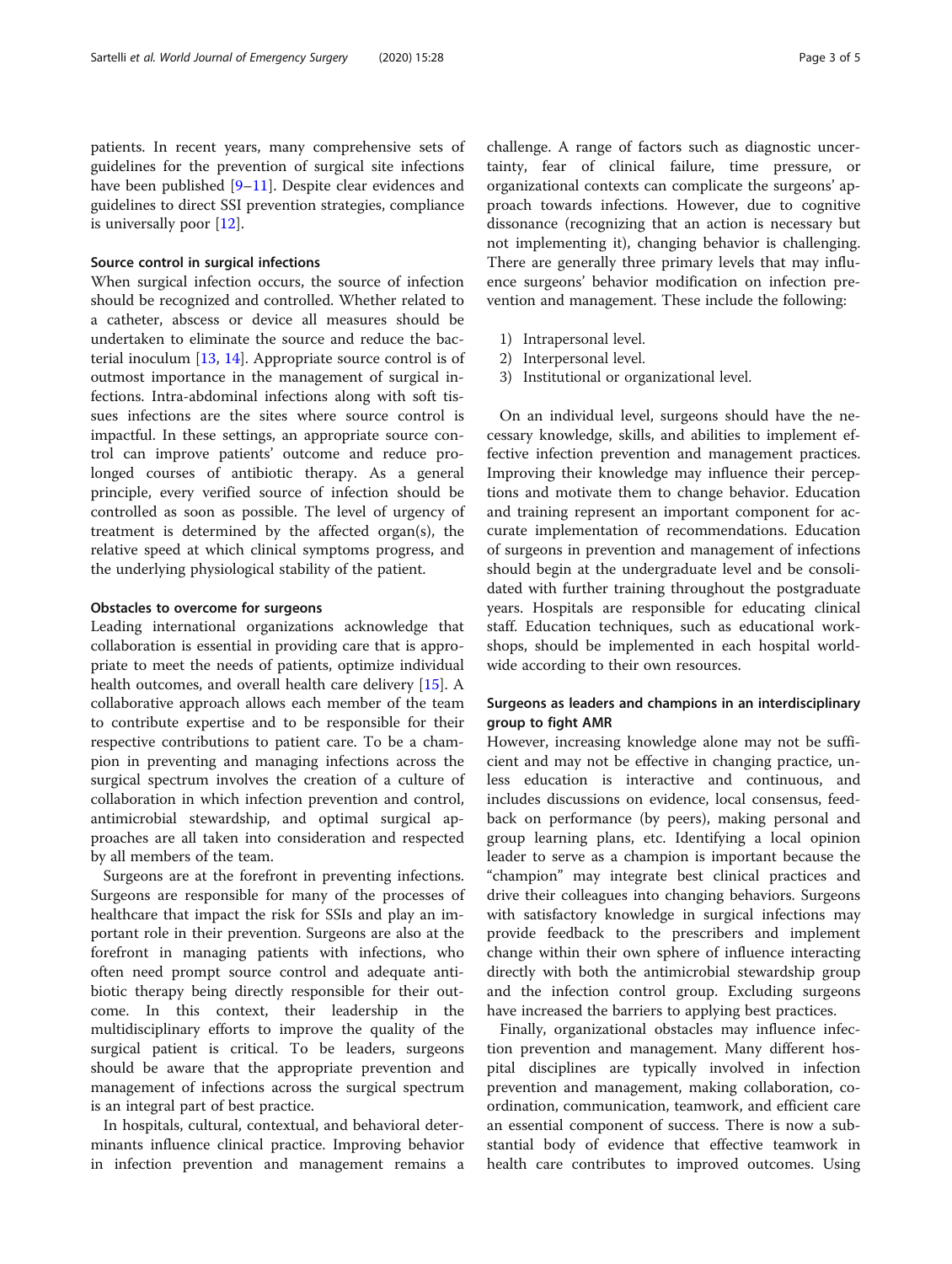patients. In recent years, many comprehensive sets of guidelines for the prevention of surgical site infections have been published [9–11]. Despite clear evidences and guidelines to direct SSI prevention strategies, compliance is universally poor [12].

### Source control in surgical infections

When surgical infection occurs, the source of infection should be recognized and controlled. Whether related to a catheter, abscess or device all measures should be undertaken to eliminate the source and reduce the bacterial inoculum [13, 14]. Appropriate source control is of outmost importance in the management of surgical infections. Intra-abdominal infections along with soft tissues infections are the sites where source control is impactful. In these settings, an appropriate source control can improve patients' outcome and reduce prolonged courses of antibiotic therapy. As a general principle, every verified source of infection should be controlled as soon as possible. The level of urgency of treatment is determined by the affected organ(s), the relative speed at which clinical symptoms progress, and the underlying physiological stability of the patient.

### Obstacles to overcome for surgeons

Leading international organizations acknowledge that collaboration is essential in providing care that is appropriate to meet the needs of patients, optimize individual health outcomes, and overall health care delivery [15]. A collaborative approach allows each member of the team to contribute expertise and to be responsible for their respective contributions to patient care. To be a champion in preventing and managing infections across the surgical spectrum involves the creation of a culture of collaboration in which infection prevention and control, antimicrobial stewardship, and optimal surgical approaches are all taken into consideration and respected by all members of the team.

Surgeons are at the forefront in preventing infections. Surgeons are responsible for many of the processes of healthcare that impact the risk for SSIs and play an important role in their prevention. Surgeons are also at the forefront in managing patients with infections, who often need prompt source control and adequate antibiotic therapy being directly responsible for their outcome. In this context, their leadership in the multidisciplinary efforts to improve the quality of the surgical patient is critical. To be leaders, surgeons should be aware that the appropriate prevention and management of infections across the surgical spectrum is an integral part of best practice.

In hospitals, cultural, contextual, and behavioral determinants influence clinical practice. Improving behavior in infection prevention and management remains a challenge. A range of factors such as diagnostic uncertainty, fear of clinical failure, time pressure, or organizational contexts can complicate the surgeons' approach towards infections. However, due to cognitive dissonance (recognizing that an action is necessary but not implementing it), changing behavior is challenging. There are generally three primary levels that may influence surgeons' behavior modification on infection prevention and management. These include the following:

1) Intrapersonal level.
2) Interpersonal level.
3) Institutional or organizational level.

On an individual level, surgeons should have the necessary knowledge, skills, and abilities to implement effective infection prevention and management practices. Improving their knowledge may influence their perceptions and motivate them to change behavior. Education and training represent an important component for accurate implementation of recommendations. Education of surgeons in prevention and management of infections should begin at the undergraduate level and be consolidated with further training throughout the postgraduate years. Hospitals are responsible for educating clinical staff. Education techniques, such as educational workshops, should be implemented in each hospital worldwide according to their own resources.

### Surgeons as leaders and champions in an interdisciplinary group to fight AMR

However, increasing knowledge alone may not be sufficient and may not be effective in changing practice, unless education is interactive and continuous, and includes discussions on evidence, local consensus, feedback on performance (by peers), making personal and group learning plans, etc. Identifying a local opinion leader to serve as a champion is important because the "champion" may integrate best clinical practices and drive their colleagues into changing behaviors. Surgeons with satisfactory knowledge in surgical infections may provide feedback to the prescribers and implement change within their own sphere of influence interacting directly with both the antimicrobial stewardship group and the infection control group. Excluding surgeons have increased the barriers to applying best practices.

Finally, organizational obstacles may influence infection prevention and management. Many different hospital disciplines are typically involved in infection prevention and management, making collaboration, coordination, communication, teamwork, and efficient care an essential component of success. There is now a substantial body of evidence that effective teamwork in health care contributes to improved outcomes. Using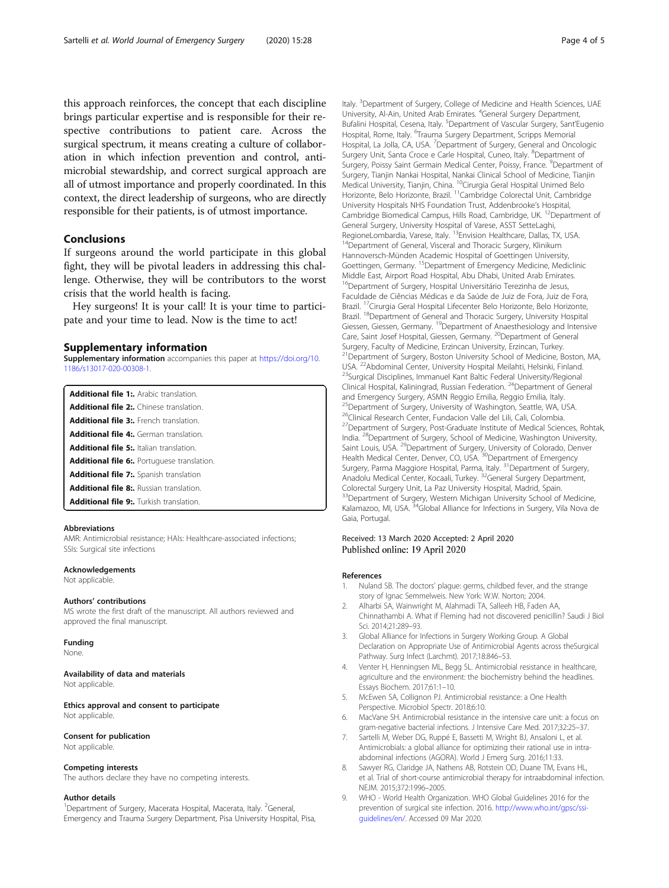this approach reinforces, the concept that each discipline brings particular expertise and is responsible for their respective contributions to patient care. Across the surgical spectrum, it means creating a culture of collaboration in which infection prevention and control, antimicrobial stewardship, and correct surgical approach are all of utmost importance and properly coordinated. In this context, the direct leadership of surgeons, who are directly responsible for their patients, is of utmost importance.

## Conclusions

If surgeons around the world participate in this global fight, they will be pivotal leaders in addressing this challenge. Otherwise, they will be contributors to the worst crisis that the world health is facing.

Hey surgeons! It is your call! It is your time to participate and your time to lead. Now is the time to act!

## Supplementary information

**Supplementary information** accompanies this paper at https://doi.org/10.1186/s13017-020-00308-1.

**Additional file 1:.** Arabic translation.
**Additional file 2:.** Chinese translation.
**Additional file 3:.** French translation.
**Additional file 4:.** German translation.
**Additional file 5:.** Italian translation.
**Additional file 6:.** Portuguese translation.
**Additional file 7:.** Spanish translation
**Additional file 8:.** Russian translation.
**Additional file 9:.** Turkish translation.

### Abbreviations

AMR: Antimicrobial resistance; HAIs: Healthcare-associated infections; SSIs: Surgical site infections

### Acknowledgements

Not applicable.

### Authors' contributions

MS wrote the first draft of the manuscript. All authors reviewed and approved the final manuscript.

### Funding

None.

### Availability of data and materials

Not applicable.

### Ethics approval and consent to participate

Not applicable.

### Consent for publication

Not applicable.

### Competing interests

The authors declare they have no competing interests.

### Author details

[1]Department of Surgery, Macerata Hospital, Macerata, Italy. [2]General, Emergency and Trauma Surgery Department, Pisa University Hospital, Pisa, Italy. [3]Department of Surgery, College of Medicine and Health Sciences, UAE University, Al-Ain, United Arab Emirates. [4]General Surgery Department, Bufalini Hospital, Cesena, Italy. [5]Department of Vascular Surgery, Sant'Eugenio Hospital, Rome, Italy. [6]Trauma Surgery Department, Scripps Memorial Hospital, La Jolla, CA, USA. [7]Department of Surgery, General and Oncologic Surgery Unit, Santa Croce e Carle Hospital, Cuneo, Italy. [8]Department of Surgery, Poissy Saint Germain Medical Center, Poissy, France. [9]Department of Surgery, Tianjin Nankai Hospital, Nankai Clinical School of Medicine, Tianjin Medical University, Tianjin, China. [10]Cirurgia Geral Hospital Unimed Belo Horizonte, Belo Horizonte, Brazil. [11]Cambridge Colorectal Unit, Cambridge University Hospitals NHS Foundation Trust, Addenbrooke's Hospital, Cambridge Biomedical Campus, Hills Road, Cambridge, UK. [12]Department of General Surgery, University Hospital of Varese, ASST SetteLaghi, RegioneLombardia, Varese, Italy. [13]Envision Healthcare, Dallas, TX, USA. [14]Department of General, Visceral and Thoracic Surgery, Klinikum Hannoversch-Münden Academic Hospital of Goettingen University, Goettingen, Germany. [15]Department of Emergency Medicine, Mediclinic Middle East, Airport Road Hospital, Abu Dhabi, United Arab Emirates. [16]Department of Surgery, Hospital Universitário Terezinha de Jesus, Faculdade de Ciências Médicas e da Saúde de Juiz de Fora, Juiz de Fora, Brazil. [17]Cirurgia Geral Hospital Lifecenter Belo Horizonte, Belo Horizonte, Brazil. [18]Department of General and Thoracic Surgery, University Hospital Giessen, Giessen, Germany. [19]Department of Anaesthesiology and Intensive Care, Saint Josef Hospital, Giessen, Germany. [20]Department of General Surgery, Faculty of Medicine, Erzincan University, Erzincan, Turkey. [21]Department of Surgery, Boston University School of Medicine, Boston, MA, USA. [22]Abdominal Center, University Hospital Meilahti, Helsinki, Finland. [23]Surgical Disciplines, Immanuel Kant Baltic Federal University/Regional Clinical Hospital, Kaliningrad, Russian Federation. [24]Department of General and Emergency Surgery, ASMN Reggio Emilia, Reggio Emilia, Italy. [25]Department of Surgery, University of Washington, Seattle, WA, USA. [26]Clinical Research Center, Fundacion Valle del Lili, Cali, Colombia. [27]Department of Surgery, Post-Graduate Institute of Medical Sciences, Rohtak, India. [28]Department of Surgery, School of Medicine, Washington University, Saint Louis, USA. [29]Department of Surgery, University of Colorado, Denver Health Medical Center, Denver, CO, USA. [30]Department of Emergency Surgery, Parma Maggiore Hospital, Parma, Italy. [31]Department of Surgery, Anadolu Medical Center, Kocaali, Turkey. [32]General Surgery Department, Colorectal Surgery Unit, La Paz University Hospital, Madrid, Spain. [33]Department of Surgery, Western Michigan University School of Medicine, Kalamazoo, MI, USA. [34]Global Alliance for Infections in Surgery, Vila Nova de Gaia, Portugal.

Received: 13 March 2020 Accepted: 2 April 2020
Published online: 19 April 2020

### References

1. Nuland SB. The doctors' plague: germs, childbed fever, and the strange story of Ignac Semmelweis. New York: W.W. Norton; 2004.
2. Alharbi SA, Wainwright M, Alahmadi TA, Salleeh HB, Faden AA, Chinnathambi A. What if Fleming had not discovered penicillin? Saudi J Biol Sci. 2014;21:289–93.
3. Global Alliance for Infections in Surgery Working Group. A Global Declaration on Appropriate Use of Antimicrobial Agents across theSurgical Pathway. Surg Infect (Larchmt). 2017;18:846–53.
4. Venter H, Henningsen ML, Begg SL. Antimicrobial resistance in healthcare, agriculture and the environment: the biochemistry behind the headlines. Essays Biochem. 2017;61:1–10.
5. McEwen SA, Collignon PJ. Antimicrobial resistance: a One Health Perspective. Microbiol Spectr. 2018;6:10.
6. MacVane SH. Antimicrobial resistance in the intensive care unit: a focus on gram-negative bacterial infections. J Intensive Care Med. 2017;32:25–37.
7. Sartelli M, Weber DG, Ruppé E, Bassetti M, Wright BJ, Ansaloni L, et al. Antimicrobials: a global alliance for optimizing their rational use in intra-abdominal infections (AGORA). World J Emerg Surg. 2016;11:33.
8. Sawyer RG, Claridge JA, Nathens AB, Rotstein OD, Duane TM, Evans HL, et al. Trial of short-course antimicrobial therapy for intraabdominal infection. NEJM. 2015;372:1996–2005.
9. WHO - World Health Organization. WHO Global Guidelines 2016 for the prevention of surgical site infection. 2016. http://www.who.int/gpsc/ssi-guidelines/en/. Accessed 09 Mar 2020.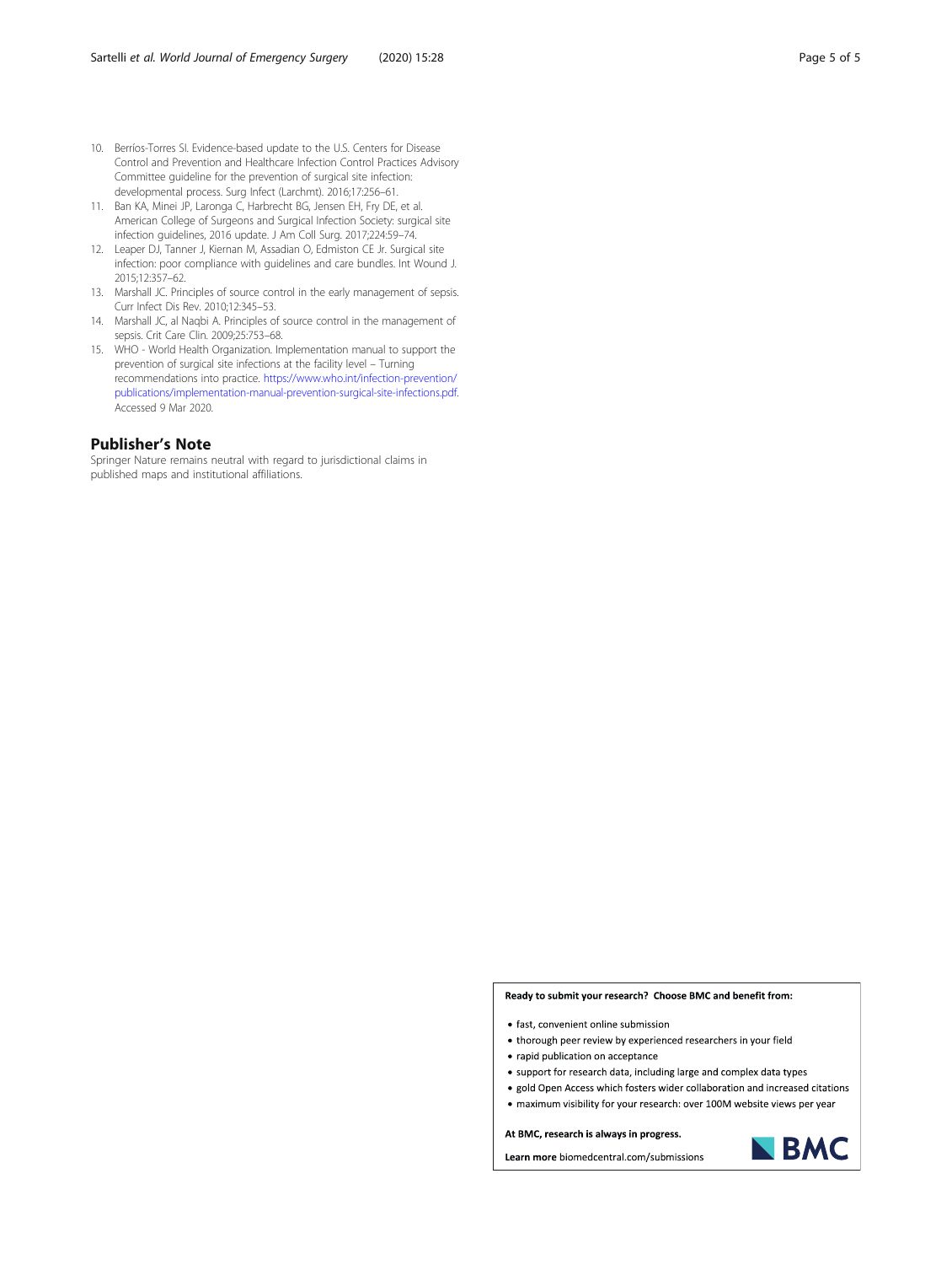10. Berríos-Torres SI. Evidence-based update to the U.S. Centers for Disease Control and Prevention and Healthcare Infection Control Practices Advisory Committee guideline for the prevention of surgical site infection: developmental process. Surg Infect (Larchmt). 2016;17:256–61.
11. Ban KA, Minei JP, Laronga C, Harbrecht BG, Jensen EH, Fry DE, et al. American College of Surgeons and Surgical Infection Society: surgical site infection guidelines, 2016 update. J Am Coll Surg. 2017;224:59–74.
12. Leaper DJ, Tanner J, Kiernan M, Assadian O, Edmiston CE Jr. Surgical site infection: poor compliance with guidelines and care bundles. Int Wound J. 2015;12:357–62.
13. Marshall JC. Principles of source control in the early management of sepsis. Curr Infect Dis Rev. 2010;12:345–53.
14. Marshall JC, al Naqbi A. Principles of source control in the management of sepsis. Crit Care Clin. 2009;25:753–68.
15. WHO - World Health Organization. Implementation manual to support the prevention of surgical site infections at the facility level – Turning recommendations into practice. https://www.who.int/infection-prevention/publications/implementation-manual-prevention-surgical-site-infections.pdf. Accessed 9 Mar 2020.

## Publisher's Note

Springer Nature remains neutral with regard to jurisdictional claims in published maps and institutional affiliations.

**Ready to submit your research? Choose BMC and benefit from:**

- fast, convenient online submission
- thorough peer review by experienced researchers in your field
- rapid publication on acceptance
- support for research data, including large and complex data types
- gold Open Access which fosters wider collaboration and increased citations
- maximum visibility for your research: over 100M website views per year

**At BMC, research is always in progress.**

**Learn more** biomedcentral.com/submissions

BMC